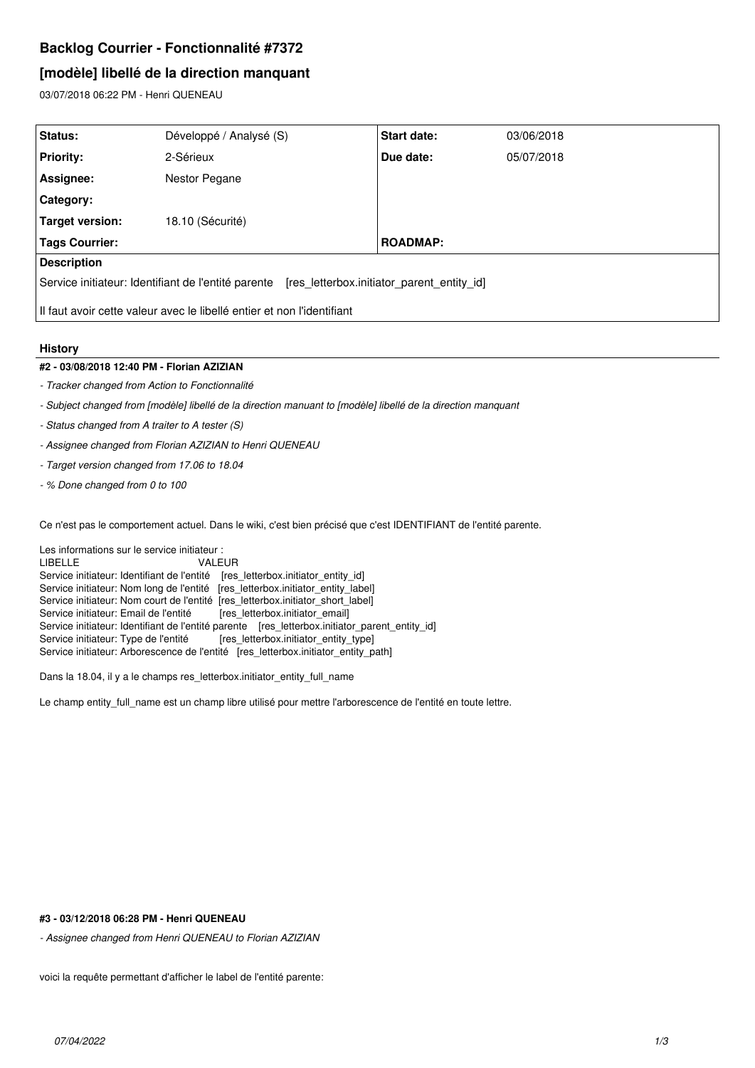# Backlog Courrier - Fonctionnalité #7372

## [modèle] libellé de la direction manquant

03/07/2018 06:22 PM - Henri QUENEAU

| Status: | Développé / Analysé (S) | Start date: | 03/06/2018 |
|---|---|---|---|
| Priority: | 2-Sérieux | Due date: | 05/07/2018 |
| Assignee: | Nestor Pegane | | |
| Category: | | | |
| Target version: | 18.10 (Sécurité) | | |
| Tags Courrier: | | ROADMAP: | |

**Description**

Service initiateur: Identifiant de l'entité parente [res_letterbox.initiator_parent_entity_id]

Il faut avoir cette valeur avec le libellé entier et non l'identifiant

### History

#### #2 - 03/08/2018 12:40 PM - Florian AZIZIAN

- *Tracker changed from Action to Fonctionnalité*
- *Subject changed from [modèle] libellé de la direction manuant to [modèle] libellé de la direction manquant*
- *Status changed from A traiter to A tester (S)*
- *Assignee changed from Florian AZIZIAN to Henri QUENEAU*
- *Target version changed from 17.06 to 18.04*
- *% Done changed from 0 to 100*

Ce n'est pas le comportement actuel. Dans le wiki, c'est bien précisé que c'est IDENTIFIANT de l'entité parente.

Les informations sur le service initiateur :
LIBELLE VALEUR
Service initiateur: Identifiant de l'entité [res_letterbox.initiator_entity_id]
Service initiateur: Nom long de l'entité [res_letterbox.initiator_entity_label]
Service initiateur: Nom court de l'entité [res_letterbox.initiator_short_label]
Service initiateur: Email de l'entité [res_letterbox.initiator_email]
Service initiateur: Identifiant de l'entité parente [res_letterbox.initiator_parent_entity_id]
Service initiateur: Type de l'entité [res_letterbox.initiator_entity_type]
Service initiateur: Arborescence de l'entité [res_letterbox.initiator_entity_path]

Dans la 18.04, il y a le champs res_letterbox.initiator_entity_full_name

Le champ entity_full_name est un champ libre utilisé pour mettre l'arborescence de l'entité en toute lettre.

#### #3 - 03/12/2018 06:28 PM - Henri QUENEAU

- *Assignee changed from Henri QUENEAU to Florian AZIZIAN*

voici la requête permettant d'afficher le label de l'entité parente: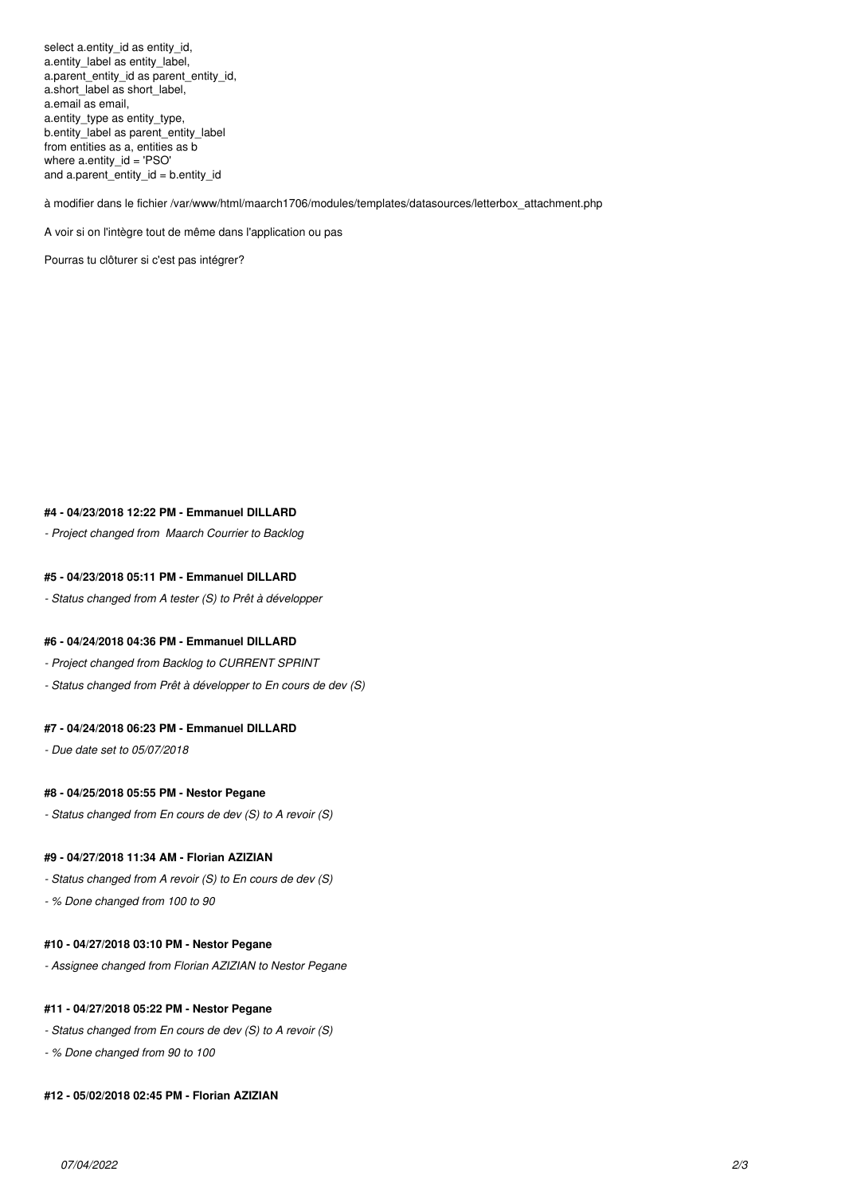```
select a.entity_id as entity_id,
a.entity_label as entity_label,
a.parent_entity_id as parent_entity_id,
a.short_label as short_label,
a.email as email,
a.entity_type as entity_type,
b.entity_label as parent_entity_label
from entities as a, entities as b
where a.entity_id = 'PSO'
and a.parent_entity_id = b.entity_id
```

à modifier dans le fichier /var/www/html/maarch1706/modules/templates/datasources/letterbox_attachment.php

A voir si on l'intègre tout de même dans l'application ou pas

Pourras tu clôturer si c'est pas intégrer?

#### #4 - 04/23/2018 12:22 PM - Emmanuel DILLARD

*- Project changed from  Maarch Courrier to Backlog*

#### #5 - 04/23/2018 05:11 PM - Emmanuel DILLARD

*- Status changed from A tester (S) to Prêt à développer*

#### #6 - 04/24/2018 04:36 PM - Emmanuel DILLARD

*- Project changed from Backlog to CURRENT SPRINT*

*- Status changed from Prêt à développer to En cours de dev (S)*

#### #7 - 04/24/2018 06:23 PM - Emmanuel DILLARD

*- Due date set to 05/07/2018*

#### #8 - 04/25/2018 05:55 PM - Nestor Pegane

*- Status changed from En cours de dev (S) to A revoir (S)*

#### #9 - 04/27/2018 11:34 AM - Florian AZIZIAN

*- Status changed from A revoir (S) to En cours de dev (S)*

*- % Done changed from 100 to 90*

#### #10 - 04/27/2018 03:10 PM - Nestor Pegane

*- Assignee changed from Florian AZIZIAN to Nestor Pegane*

#### #11 - 04/27/2018 05:22 PM - Nestor Pegane

*- Status changed from En cours de dev (S) to A revoir (S)*

*- % Done changed from 90 to 100*

#### #12 - 05/02/2018 02:45 PM - Florian AZIZIAN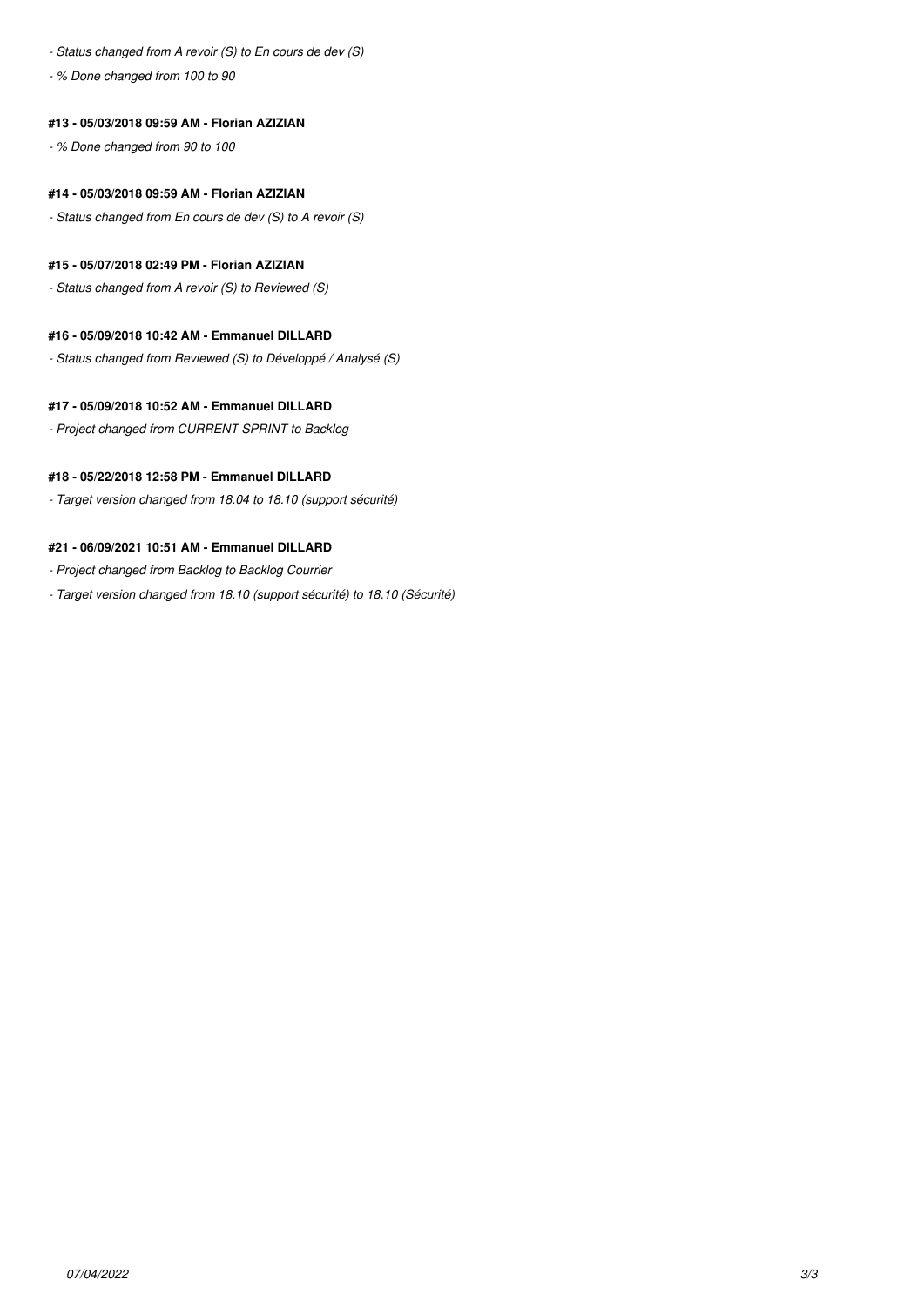*- Status changed from A revoir (S) to En cours de dev (S)*

*- % Done changed from 100 to 90*

#### #13 - 05/03/2018 09:59 AM - Florian AZIZIAN

*- % Done changed from 90 to 100*

#### #14 - 05/03/2018 09:59 AM - Florian AZIZIAN

*- Status changed from En cours de dev (S) to A revoir (S)*

#### #15 - 05/07/2018 02:49 PM - Florian AZIZIAN

*- Status changed from A revoir (S) to Reviewed (S)*

#### #16 - 05/09/2018 10:42 AM - Emmanuel DILLARD

*- Status changed from Reviewed (S) to Développé / Analysé (S)*

#### #17 - 05/09/2018 10:52 AM - Emmanuel DILLARD

*- Project changed from CURRENT SPRINT to Backlog*

#### #18 - 05/22/2018 12:58 PM - Emmanuel DILLARD

*- Target version changed from 18.04 to 18.10 (support sécurité)*

#### #21 - 06/09/2021 10:51 AM - Emmanuel DILLARD

*- Project changed from Backlog to Backlog Courrier*

*- Target version changed from 18.10 (support sécurité) to 18.10 (Sécurité)*